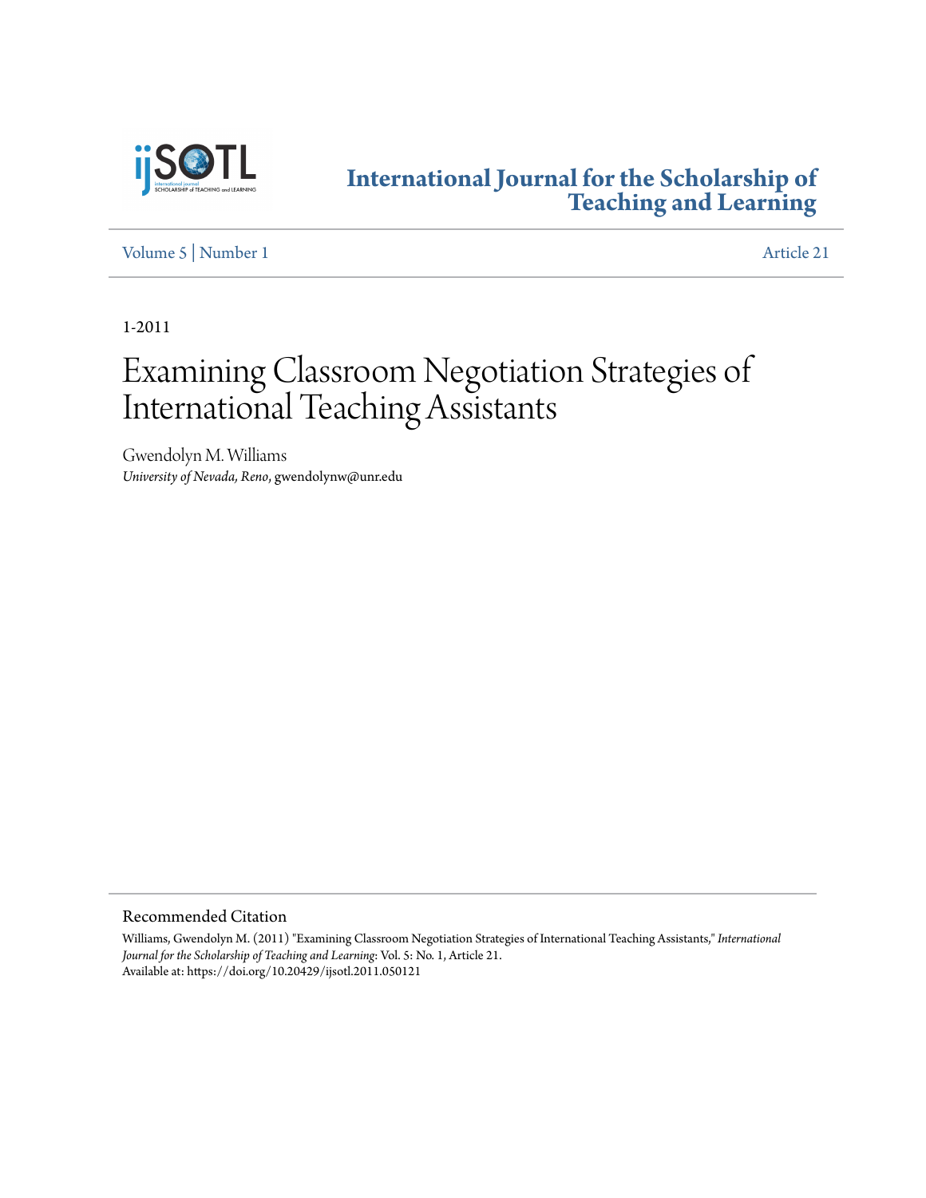# International Journal for the Scholarship of Teaching and Learning

Volume 5 | Number 1 Article 21

1-2011

# Examining Classroom Negotiation Strategies of International Teaching Assistants

Gwendolyn M. Williams
*University of Nevada, Reno*, gwendolynw@unr.edu

## Recommended Citation

Williams, Gwendolyn M. (2011) "Examining Classroom Negotiation Strategies of International Teaching Assistants," *International Journal for the Scholarship of Teaching and Learning*: Vol. 5: No. 1, Article 21.
Available at: https://doi.org/10.20429/ijsotl.2011.050121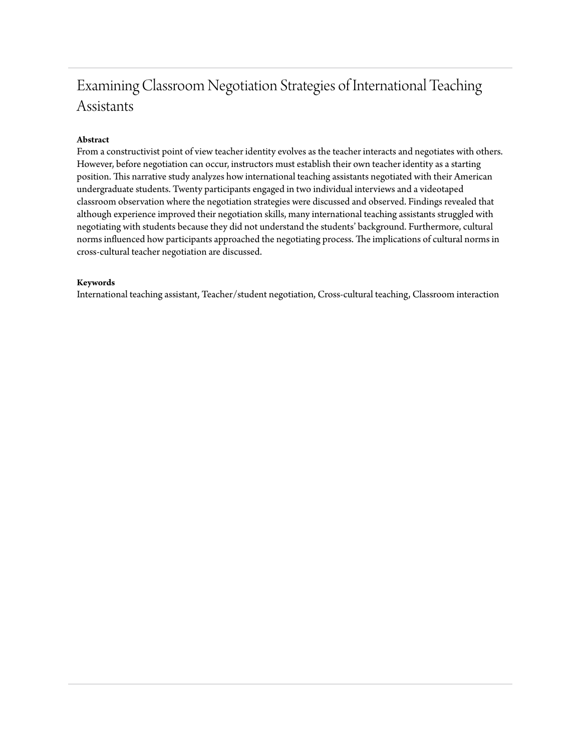# Examining Classroom Negotiation Strategies of International Teaching Assistants

**Abstract**

From a constructivist point of view teacher identity evolves as the teacher interacts and negotiates with others. However, before negotiation can occur, instructors must establish their own teacher identity as a starting position. This narrative study analyzes how international teaching assistants negotiated with their American undergraduate students. Twenty participants engaged in two individual interviews and a videotaped classroom observation where the negotiation strategies were discussed and observed. Findings revealed that although experience improved their negotiation skills, many international teaching assistants struggled with negotiating with students because they did not understand the students' background. Furthermore, cultural norms influenced how participants approached the negotiating process. The implications of cultural norms in cross-cultural teacher negotiation are discussed.

**Keywords**

International teaching assistant, Teacher/student negotiation, Cross-cultural teaching, Classroom interaction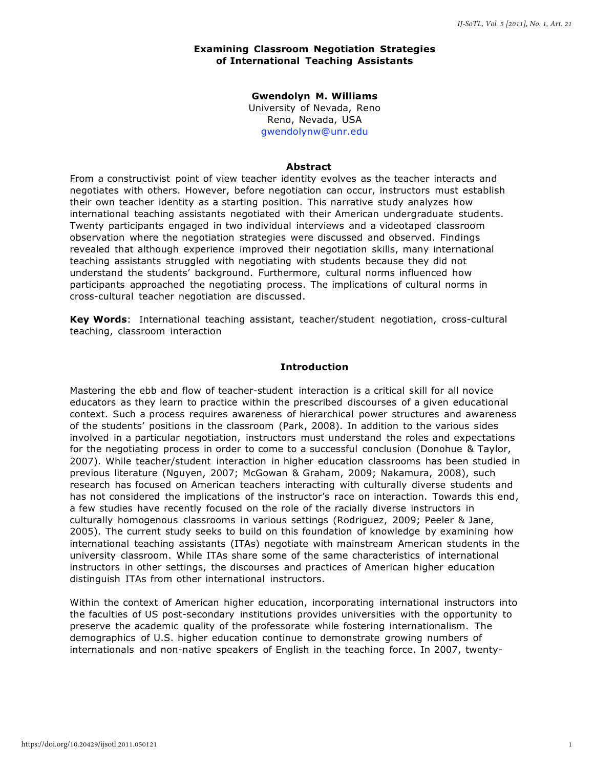# Examining Classroom Negotiation Strategies of International Teaching Assistants

**Gwendolyn M. Williams**
University of Nevada, Reno
Reno, Nevada, USA
gwendolynw@unr.edu

## Abstract

From a constructivist point of view teacher identity evolves as the teacher interacts and negotiates with others. However, before negotiation can occur, instructors must establish their own teacher identity as a starting position. This narrative study analyzes how international teaching assistants negotiated with their American undergraduate students. Twenty participants engaged in two individual interviews and a videotaped classroom observation where the negotiation strategies were discussed and observed. Findings revealed that although experience improved their negotiation skills, many international teaching assistants struggled with negotiating with students because they did not understand the students' background. Furthermore, cultural norms influenced how participants approached the negotiating process. The implications of cultural norms in cross-cultural teacher negotiation are discussed.

**Key Words**: International teaching assistant, teacher/student negotiation, cross-cultural teaching, classroom interaction

## Introduction

Mastering the ebb and flow of teacher-student interaction is a critical skill for all novice educators as they learn to practice within the prescribed discourses of a given educational context. Such a process requires awareness of hierarchical power structures and awareness of the students' positions in the classroom (Park, 2008). In addition to the various sides involved in a particular negotiation, instructors must understand the roles and expectations for the negotiating process in order to come to a successful conclusion (Donohue & Taylor, 2007). While teacher/student interaction in higher education classrooms has been studied in previous literature (Nguyen, 2007; McGowan & Graham, 2009; Nakamura, 2008), such research has focused on American teachers interacting with culturally diverse students and has not considered the implications of the instructor's race on interaction. Towards this end, a few studies have recently focused on the role of the racially diverse instructors in culturally homogenous classrooms in various settings (Rodriguez, 2009; Peeler & Jane, 2005). The current study seeks to build on this foundation of knowledge by examining how international teaching assistants (ITAs) negotiate with mainstream American students in the university classroom. While ITAs share some of the same characteristics of international instructors in other settings, the discourses and practices of American higher education distinguish ITAs from other international instructors.

Within the context of American higher education, incorporating international instructors into the faculties of US post-secondary institutions provides universities with the opportunity to preserve the academic quality of the professorate while fostering internationalism. The demographics of U.S. higher education continue to demonstrate growing numbers of internationals and non-native speakers of English in the teaching force. In 2007, twenty-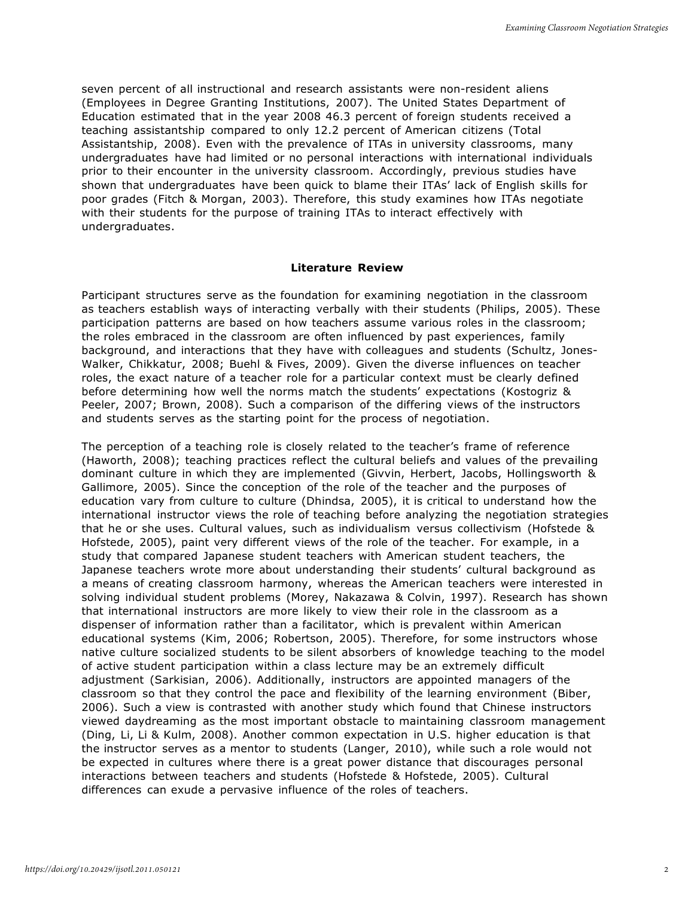seven percent of all instructional and research assistants were non-resident aliens (Employees in Degree Granting Institutions, 2007). The United States Department of Education estimated that in the year 2008 46.3 percent of foreign students received a teaching assistantship compared to only 12.2 percent of American citizens (Total Assistantship, 2008). Even with the prevalence of ITAs in university classrooms, many undergraduates have had limited or no personal interactions with international individuals prior to their encounter in the university classroom. Accordingly, previous studies have shown that undergraduates have been quick to blame their ITAs' lack of English skills for poor grades (Fitch & Morgan, 2003). Therefore, this study examines how ITAs negotiate with their students for the purpose of training ITAs to interact effectively with undergraduates.

## Literature Review

Participant structures serve as the foundation for examining negotiation in the classroom as teachers establish ways of interacting verbally with their students (Philips, 2005). These participation patterns are based on how teachers assume various roles in the classroom; the roles embraced in the classroom are often influenced by past experiences, family background, and interactions that they have with colleagues and students (Schultz, Jones-Walker, Chikkatur, 2008; Buehl & Fives, 2009). Given the diverse influences on teacher roles, the exact nature of a teacher role for a particular context must be clearly defined before determining how well the norms match the students' expectations (Kostogriz & Peeler, 2007; Brown, 2008). Such a comparison of the differing views of the instructors and students serves as the starting point for the process of negotiation.

The perception of a teaching role is closely related to the teacher's frame of reference (Haworth, 2008); teaching practices reflect the cultural beliefs and values of the prevailing dominant culture in which they are implemented (Givvin, Herbert, Jacobs, Hollingsworth & Gallimore, 2005). Since the conception of the role of the teacher and the purposes of education vary from culture to culture (Dhindsa, 2005), it is critical to understand how the international instructor views the role of teaching before analyzing the negotiation strategies that he or she uses. Cultural values, such as individualism versus collectivism (Hofstede & Hofstede, 2005), paint very different views of the role of the teacher. For example, in a study that compared Japanese student teachers with American student teachers, the Japanese teachers wrote more about understanding their students' cultural background as a means of creating classroom harmony, whereas the American teachers were interested in solving individual student problems (Morey, Nakazawa & Colvin, 1997). Research has shown that international instructors are more likely to view their role in the classroom as a dispenser of information rather than a facilitator, which is prevalent within American educational systems (Kim, 2006; Robertson, 2005). Therefore, for some instructors whose native culture socialized students to be silent absorbers of knowledge teaching to the model of active student participation within a class lecture may be an extremely difficult adjustment (Sarkisian, 2006). Additionally, instructors are appointed managers of the classroom so that they control the pace and flexibility of the learning environment (Biber, 2006). Such a view is contrasted with another study which found that Chinese instructors viewed daydreaming as the most important obstacle to maintaining classroom management (Ding, Li, Li & Kulm, 2008). Another common expectation in U.S. higher education is that the instructor serves as a mentor to students (Langer, 2010), while such a role would not be expected in cultures where there is a great power distance that discourages personal interactions between teachers and students (Hofstede & Hofstede, 2005). Cultural differences can exude a pervasive influence of the roles of teachers.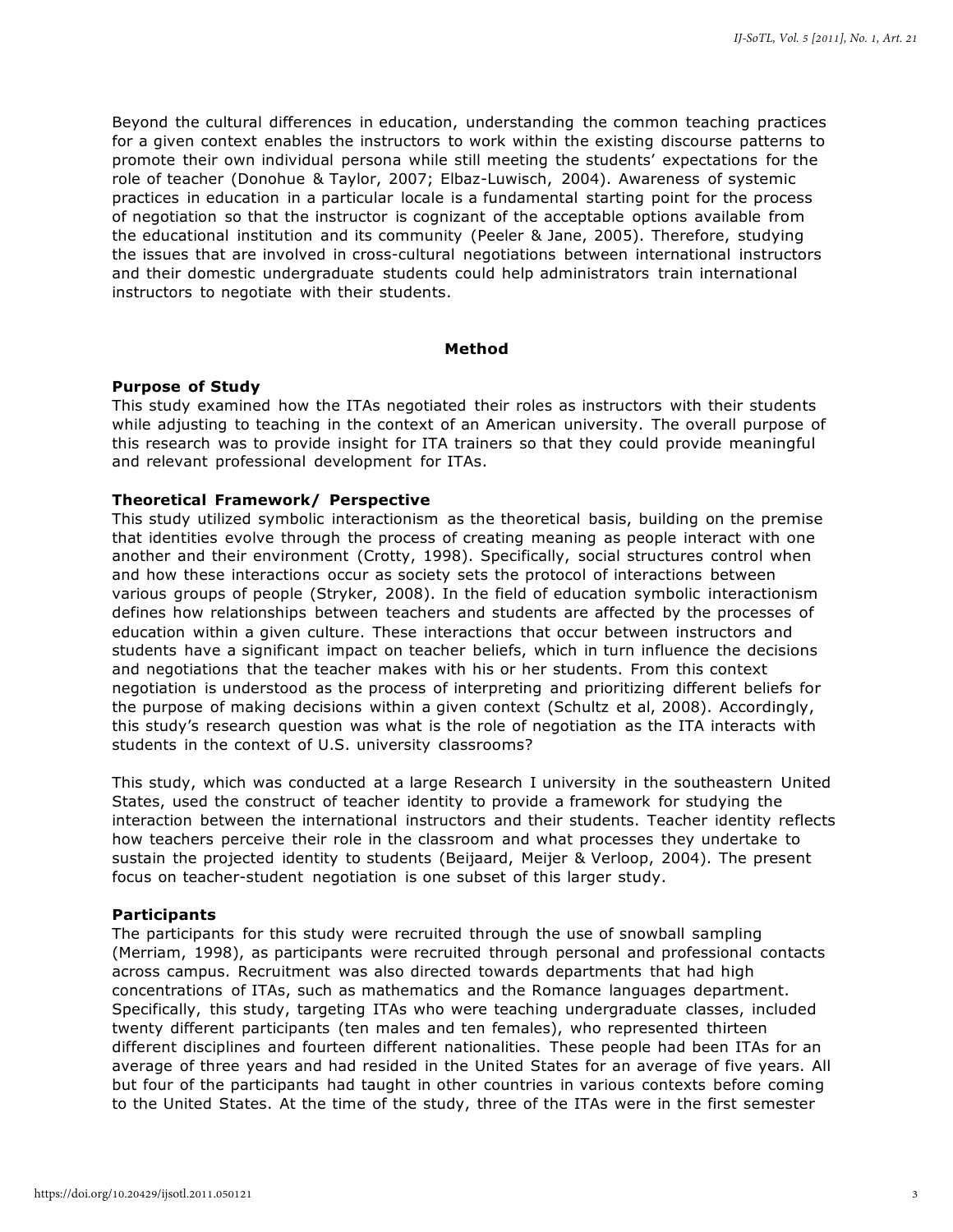Beyond the cultural differences in education, understanding the common teaching practices for a given context enables the instructors to work within the existing discourse patterns to promote their own individual persona while still meeting the students' expectations for the role of teacher (Donohue & Taylor, 2007; Elbaz-Luwisch, 2004). Awareness of systemic practices in education in a particular locale is a fundamental starting point for the process of negotiation so that the instructor is cognizant of the acceptable options available from the educational institution and its community (Peeler & Jane, 2005). Therefore, studying the issues that are involved in cross-cultural negotiations between international instructors and their domestic undergraduate students could help administrators train international instructors to negotiate with their students.

## Method

### Purpose of Study

This study examined how the ITAs negotiated their roles as instructors with their students while adjusting to teaching in the context of an American university. The overall purpose of this research was to provide insight for ITA trainers so that they could provide meaningful and relevant professional development for ITAs.

### Theoretical Framework/ Perspective

This study utilized symbolic interactionism as the theoretical basis, building on the premise that identities evolve through the process of creating meaning as people interact with one another and their environment (Crotty, 1998). Specifically, social structures control when and how these interactions occur as society sets the protocol of interactions between various groups of people (Stryker, 2008). In the field of education symbolic interactionism defines how relationships between teachers and students are affected by the processes of education within a given culture. These interactions that occur between instructors and students have a significant impact on teacher beliefs, which in turn influence the decisions and negotiations that the teacher makes with his or her students. From this context negotiation is understood as the process of interpreting and prioritizing different beliefs for the purpose of making decisions within a given context (Schultz et al, 2008). Accordingly, this study's research question was what is the role of negotiation as the ITA interacts with students in the context of U.S. university classrooms?

This study, which was conducted at a large Research I university in the southeastern United States, used the construct of teacher identity to provide a framework for studying the interaction between the international instructors and their students. Teacher identity reflects how teachers perceive their role in the classroom and what processes they undertake to sustain the projected identity to students (Beijaard, Meijer & Verloop, 2004). The present focus on teacher-student negotiation is one subset of this larger study.

### Participants

The participants for this study were recruited through the use of snowball sampling (Merriam, 1998), as participants were recruited through personal and professional contacts across campus. Recruitment was also directed towards departments that had high concentrations of ITAs, such as mathematics and the Romance languages department. Specifically, this study, targeting ITAs who were teaching undergraduate classes, included twenty different participants (ten males and ten females), who represented thirteen different disciplines and fourteen different nationalities. These people had been ITAs for an average of three years and had resided in the United States for an average of five years. All but four of the participants had taught in other countries in various contexts before coming to the United States. At the time of the study, three of the ITAs were in the first semester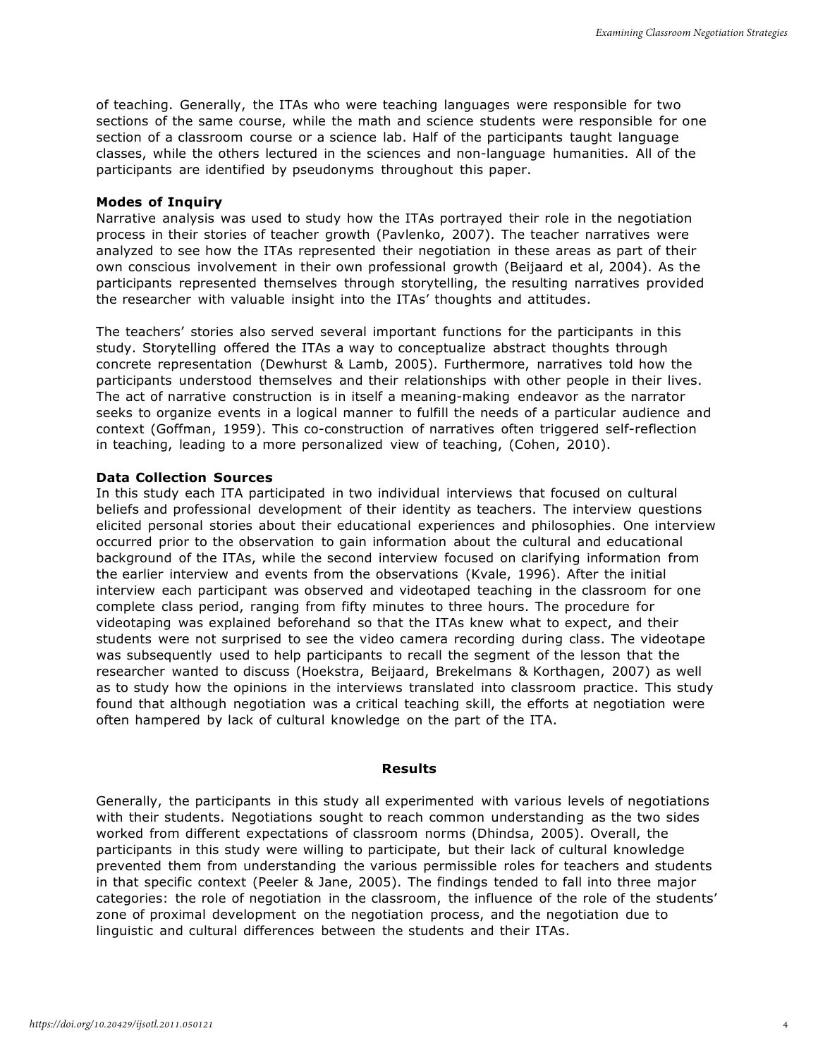of teaching. Generally, the ITAs who were teaching languages were responsible for two sections of the same course, while the math and science students were responsible for one section of a classroom course or a science lab. Half of the participants taught language classes, while the others lectured in the sciences and non-language humanities. All of the participants are identified by pseudonyms throughout this paper.

**Modes of Inquiry**

Narrative analysis was used to study how the ITAs portrayed their role in the negotiation process in their stories of teacher growth (Pavlenko, 2007). The teacher narratives were analyzed to see how the ITAs represented their negotiation in these areas as part of their own conscious involvement in their own professional growth (Beijaard et al, 2004). As the participants represented themselves through storytelling, the resulting narratives provided the researcher with valuable insight into the ITAs' thoughts and attitudes.

The teachers' stories also served several important functions for the participants in this study. Storytelling offered the ITAs a way to conceptualize abstract thoughts through concrete representation (Dewhurst & Lamb, 2005). Furthermore, narratives told how the participants understood themselves and their relationships with other people in their lives. The act of narrative construction is in itself a meaning-making endeavor as the narrator seeks to organize events in a logical manner to fulfill the needs of a particular audience and context (Goffman, 1959). This co-construction of narratives often triggered self-reflection in teaching, leading to a more personalized view of teaching, (Cohen, 2010).

**Data Collection Sources**

In this study each ITA participated in two individual interviews that focused on cultural beliefs and professional development of their identity as teachers. The interview questions elicited personal stories about their educational experiences and philosophies. One interview occurred prior to the observation to gain information about the cultural and educational background of the ITAs, while the second interview focused on clarifying information from the earlier interview and events from the observations (Kvale, 1996). After the initial interview each participant was observed and videotaped teaching in the classroom for one complete class period, ranging from fifty minutes to three hours. The procedure for videotaping was explained beforehand so that the ITAs knew what to expect, and their students were not surprised to see the video camera recording during class. The videotape was subsequently used to help participants to recall the segment of the lesson that the researcher wanted to discuss (Hoekstra, Beijaard, Brekelmans & Korthagen, 2007) as well as to study how the opinions in the interviews translated into classroom practice. This study found that although negotiation was a critical teaching skill, the efforts at negotiation were often hampered by lack of cultural knowledge on the part of the ITA.

## Results

Generally, the participants in this study all experimented with various levels of negotiations with their students. Negotiations sought to reach common understanding as the two sides worked from different expectations of classroom norms (Dhindsa, 2005). Overall, the participants in this study were willing to participate, but their lack of cultural knowledge prevented them from understanding the various permissible roles for teachers and students in that specific context (Peeler & Jane, 2005). The findings tended to fall into three major categories: the role of negotiation in the classroom, the influence of the role of the students' zone of proximal development on the negotiation process, and the negotiation due to linguistic and cultural differences between the students and their ITAs.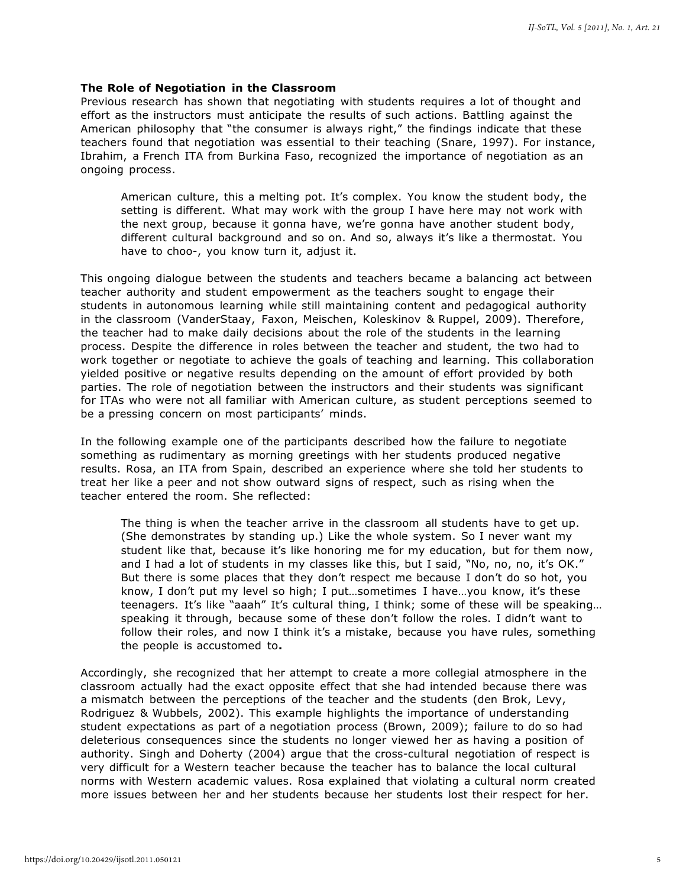### The Role of Negotiation in the Classroom

Previous research has shown that negotiating with students requires a lot of thought and effort as the instructors must anticipate the results of such actions. Battling against the American philosophy that "the consumer is always right," the findings indicate that these teachers found that negotiation was essential to their teaching (Snare, 1997). For instance, Ibrahim, a French ITA from Burkina Faso, recognized the importance of negotiation as an ongoing process.

> American culture, this a melting pot. It's complex. You know the student body, the setting is different. What may work with the group I have here may not work with the next group, because it gonna have, we're gonna have another student body, different cultural background and so on. And so, always it's like a thermostat. You have to choo-, you know turn it, adjust it.

This ongoing dialogue between the students and teachers became a balancing act between teacher authority and student empowerment as the teachers sought to engage their students in autonomous learning while still maintaining content and pedagogical authority in the classroom (VanderStaay, Faxon, Meischen, Koleskinov & Ruppel, 2009). Therefore, the teacher had to make daily decisions about the role of the students in the learning process. Despite the difference in roles between the teacher and student, the two had to work together or negotiate to achieve the goals of teaching and learning. This collaboration yielded positive or negative results depending on the amount of effort provided by both parties. The role of negotiation between the instructors and their students was significant for ITAs who were not all familiar with American culture, as student perceptions seemed to be a pressing concern on most participants' minds.

In the following example one of the participants described how the failure to negotiate something as rudimentary as morning greetings with her students produced negative results. Rosa, an ITA from Spain, described an experience where she told her students to treat her like a peer and not show outward signs of respect, such as rising when the teacher entered the room. She reflected:

> The thing is when the teacher arrive in the classroom all students have to get up. (She demonstrates by standing up.) Like the whole system. So I never want my student like that, because it's like honoring me for my education, but for them now, and I had a lot of students in my classes like this, but I said, "No, no, no, it's OK." But there is some places that they don't respect me because I don't do so hot, you know, I don't put my level so high; I put…sometimes I have…you know, it's these teenagers. It's like "aaah" It's cultural thing, I think; some of these will be speaking… speaking it through, because some of these don't follow the roles. I didn't want to follow their roles, and now I think it's a mistake, because you have rules, something the people is accustomed to**.**

Accordingly, she recognized that her attempt to create a more collegial atmosphere in the classroom actually had the exact opposite effect that she had intended because there was a mismatch between the perceptions of the teacher and the students (den Brok, Levy, Rodriguez & Wubbels, 2002). This example highlights the importance of understanding student expectations as part of a negotiation process (Brown, 2009); failure to do so had deleterious consequences since the students no longer viewed her as having a position of authority. Singh and Doherty (2004) argue that the cross-cultural negotiation of respect is very difficult for a Western teacher because the teacher has to balance the local cultural norms with Western academic values. Rosa explained that violating a cultural norm created more issues between her and her students because her students lost their respect for her.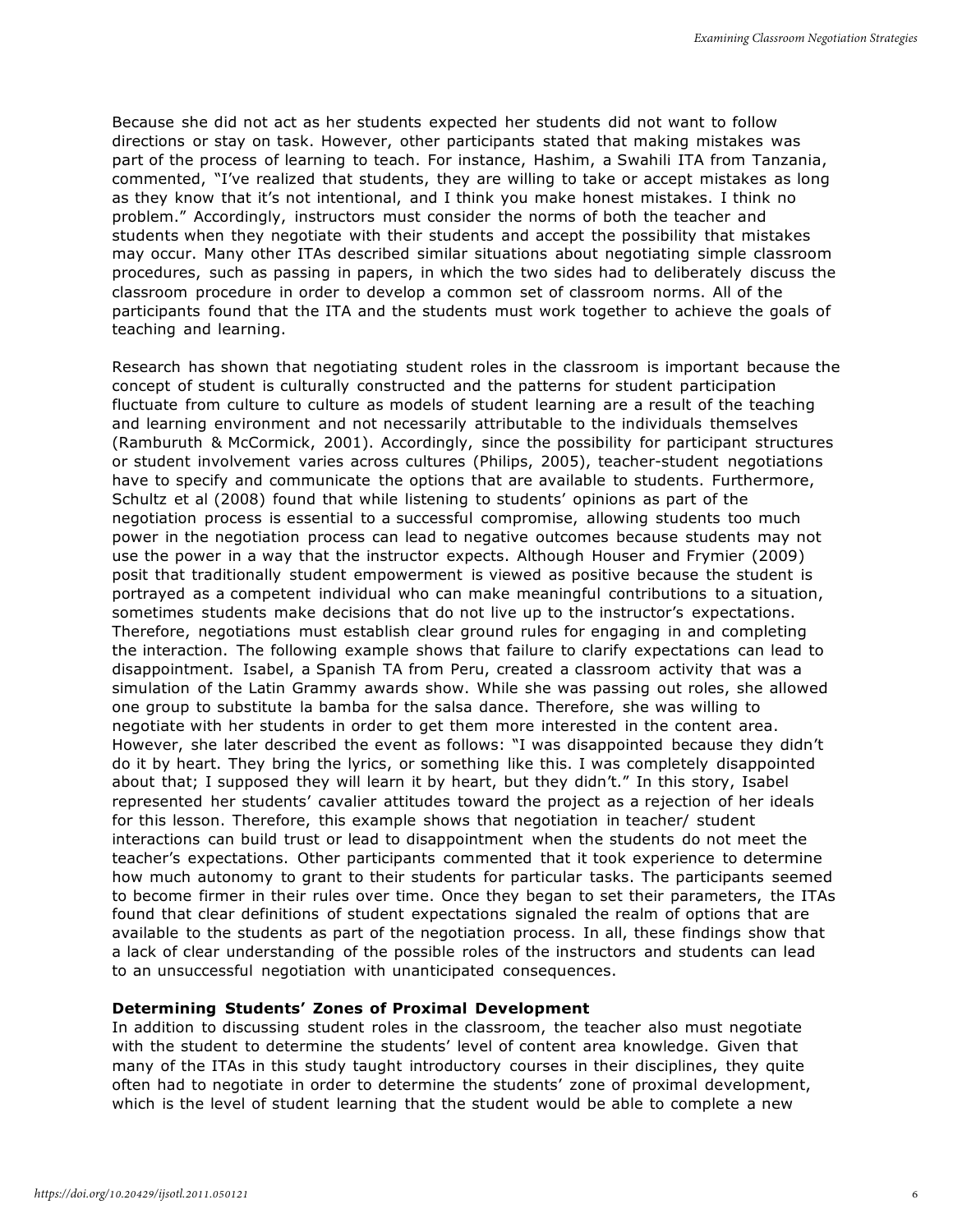Because she did not act as her students expected her students did not want to follow directions or stay on task. However, other participants stated that making mistakes was part of the process of learning to teach. For instance, Hashim, a Swahili ITA from Tanzania, commented, "I've realized that students, they are willing to take or accept mistakes as long as they know that it's not intentional, and I think you make honest mistakes. I think no problem." Accordingly, instructors must consider the norms of both the teacher and students when they negotiate with their students and accept the possibility that mistakes may occur. Many other ITAs described similar situations about negotiating simple classroom procedures, such as passing in papers, in which the two sides had to deliberately discuss the classroom procedure in order to develop a common set of classroom norms. All of the participants found that the ITA and the students must work together to achieve the goals of teaching and learning.

Research has shown that negotiating student roles in the classroom is important because the concept of student is culturally constructed and the patterns for student participation fluctuate from culture to culture as models of student learning are a result of the teaching and learning environment and not necessarily attributable to the individuals themselves (Ramburuth & McCormick, 2001). Accordingly, since the possibility for participant structures or student involvement varies across cultures (Philips, 2005), teacher-student negotiations have to specify and communicate the options that are available to students. Furthermore, Schultz et al (2008) found that while listening to students' opinions as part of the negotiation process is essential to a successful compromise, allowing students too much power in the negotiation process can lead to negative outcomes because students may not use the power in a way that the instructor expects. Although Houser and Frymier (2009) posit that traditionally student empowerment is viewed as positive because the student is portrayed as a competent individual who can make meaningful contributions to a situation, sometimes students make decisions that do not live up to the instructor's expectations. Therefore, negotiations must establish clear ground rules for engaging in and completing the interaction. The following example shows that failure to clarify expectations can lead to disappointment. Isabel, a Spanish TA from Peru, created a classroom activity that was a simulation of the Latin Grammy awards show. While she was passing out roles, she allowed one group to substitute la bamba for the salsa dance. Therefore, she was willing to negotiate with her students in order to get them more interested in the content area. However, she later described the event as follows: "I was disappointed because they didn't do it by heart. They bring the lyrics, or something like this. I was completely disappointed about that; I supposed they will learn it by heart, but they didn't." In this story, Isabel represented her students' cavalier attitudes toward the project as a rejection of her ideals for this lesson. Therefore, this example shows that negotiation in teacher/ student interactions can build trust or lead to disappointment when the students do not meet the teacher's expectations. Other participants commented that it took experience to determine how much autonomy to grant to their students for particular tasks. The participants seemed to become firmer in their rules over time. Once they began to set their parameters, the ITAs found that clear definitions of student expectations signaled the realm of options that are available to the students as part of the negotiation process. In all, these findings show that a lack of clear understanding of the possible roles of the instructors and students can lead to an unsuccessful negotiation with unanticipated consequences.

**Determining Students' Zones of Proximal Development**

In addition to discussing student roles in the classroom, the teacher also must negotiate with the student to determine the students' level of content area knowledge. Given that many of the ITAs in this study taught introductory courses in their disciplines, they quite often had to negotiate in order to determine the students' zone of proximal development, which is the level of student learning that the student would be able to complete a new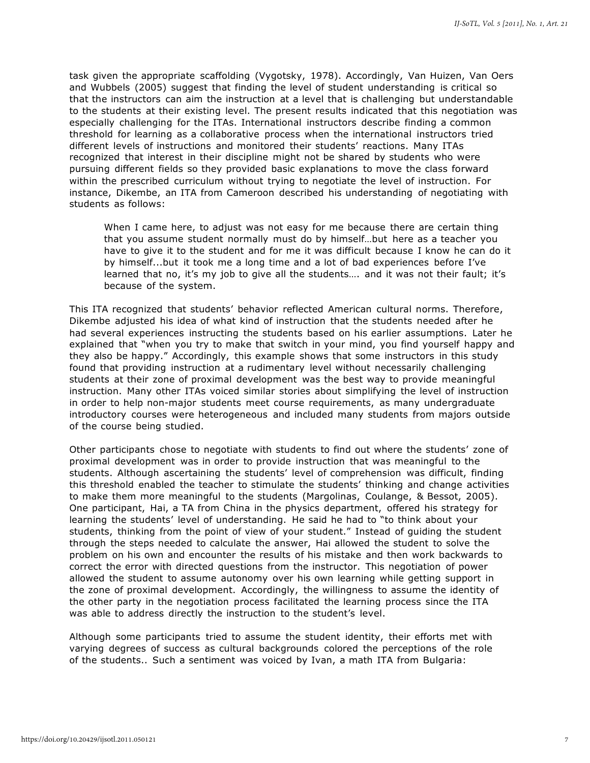task given the appropriate scaffolding (Vygotsky, 1978). Accordingly, Van Huizen, Van Oers and Wubbels (2005) suggest that finding the level of student understanding is critical so that the instructors can aim the instruction at a level that is challenging but understandable to the students at their existing level. The present results indicated that this negotiation was especially challenging for the ITAs. International instructors describe finding a common threshold for learning as a collaborative process when the international instructors tried different levels of instructions and monitored their students' reactions. Many ITAs recognized that interest in their discipline might not be shared by students who were pursuing different fields so they provided basic explanations to move the class forward within the prescribed curriculum without trying to negotiate the level of instruction. For instance, Dikembe, an ITA from Cameroon described his understanding of negotiating with students as follows:

> When I came here, to adjust was not easy for me because there are certain thing that you assume student normally must do by himself…but here as a teacher you have to give it to the student and for me it was difficult because I know he can do it by himself...but it took me a long time and a lot of bad experiences before I've learned that no, it's my job to give all the students…. and it was not their fault; it's because of the system.

This ITA recognized that students' behavior reflected American cultural norms. Therefore, Dikembe adjusted his idea of what kind of instruction that the students needed after he had several experiences instructing the students based on his earlier assumptions. Later he explained that "when you try to make that switch in your mind, you find yourself happy and they also be happy." Accordingly, this example shows that some instructors in this study found that providing instruction at a rudimentary level without necessarily challenging students at their zone of proximal development was the best way to provide meaningful instruction. Many other ITAs voiced similar stories about simplifying the level of instruction in order to help non-major students meet course requirements, as many undergraduate introductory courses were heterogeneous and included many students from majors outside of the course being studied.

Other participants chose to negotiate with students to find out where the students' zone of proximal development was in order to provide instruction that was meaningful to the students. Although ascertaining the students' level of comprehension was difficult, finding this threshold enabled the teacher to stimulate the students' thinking and change activities to make them more meaningful to the students (Margolinas, Coulange, & Bessot, 2005). One participant, Hai, a TA from China in the physics department, offered his strategy for learning the students' level of understanding. He said he had to "to think about your students, thinking from the point of view of your student." Instead of guiding the student through the steps needed to calculate the answer, Hai allowed the student to solve the problem on his own and encounter the results of his mistake and then work backwards to correct the error with directed questions from the instructor. This negotiation of power allowed the student to assume autonomy over his own learning while getting support in the zone of proximal development. Accordingly, the willingness to assume the identity of the other party in the negotiation process facilitated the learning process since the ITA was able to address directly the instruction to the student's level.

Although some participants tried to assume the student identity, their efforts met with varying degrees of success as cultural backgrounds colored the perceptions of the role of the students.. Such a sentiment was voiced by Ivan, a math ITA from Bulgaria: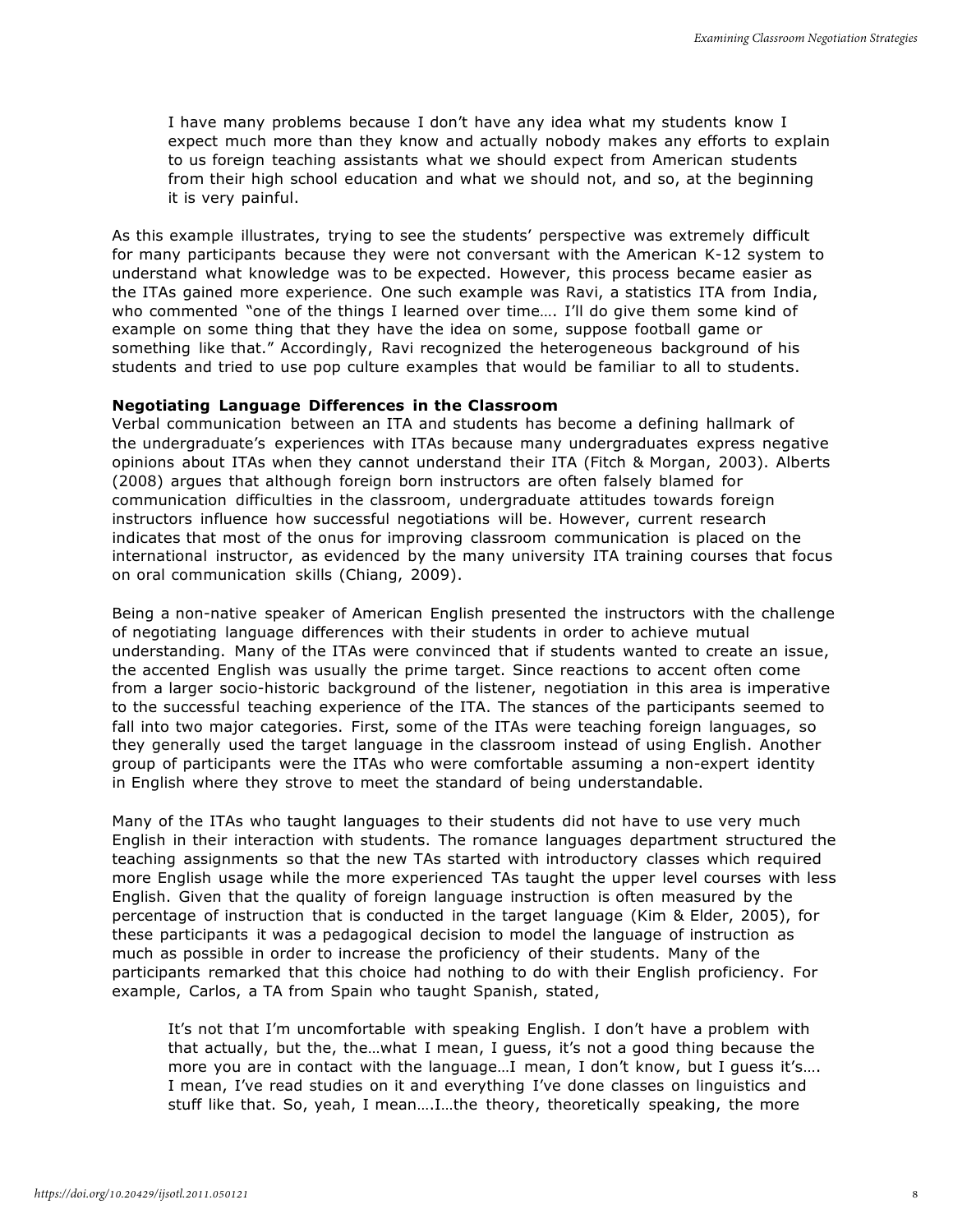> I have many problems because I don't have any idea what my students know I expect much more than they know and actually nobody makes any efforts to explain to us foreign teaching assistants what we should expect from American students from their high school education and what we should not, and so, at the beginning it is very painful.

As this example illustrates, trying to see the students' perspective was extremely difficult for many participants because they were not conversant with the American K-12 system to understand what knowledge was to be expected. However, this process became easier as the ITAs gained more experience. One such example was Ravi, a statistics ITA from India, who commented "one of the things I learned over time…. I'll do give them some kind of example on some thing that they have the idea on some, suppose football game or something like that." Accordingly, Ravi recognized the heterogeneous background of his students and tried to use pop culture examples that would be familiar to all to students.

**Negotiating Language Differences in the Classroom**

Verbal communication between an ITA and students has become a defining hallmark of the undergraduate's experiences with ITAs because many undergraduates express negative opinions about ITAs when they cannot understand their ITA (Fitch & Morgan, 2003). Alberts (2008) argues that although foreign born instructors are often falsely blamed for communication difficulties in the classroom, undergraduate attitudes towards foreign instructors influence how successful negotiations will be. However, current research indicates that most of the onus for improving classroom communication is placed on the international instructor, as evidenced by the many university ITA training courses that focus on oral communication skills (Chiang, 2009).

Being a non-native speaker of American English presented the instructors with the challenge of negotiating language differences with their students in order to achieve mutual understanding. Many of the ITAs were convinced that if students wanted to create an issue, the accented English was usually the prime target. Since reactions to accent often come from a larger socio-historic background of the listener, negotiation in this area is imperative to the successful teaching experience of the ITA. The stances of the participants seemed to fall into two major categories. First, some of the ITAs were teaching foreign languages, so they generally used the target language in the classroom instead of using English. Another group of participants were the ITAs who were comfortable assuming a non-expert identity in English where they strove to meet the standard of being understandable.

Many of the ITAs who taught languages to their students did not have to use very much English in their interaction with students. The romance languages department structured the teaching assignments so that the new TAs started with introductory classes which required more English usage while the more experienced TAs taught the upper level courses with less English. Given that the quality of foreign language instruction is often measured by the percentage of instruction that is conducted in the target language (Kim & Elder, 2005), for these participants it was a pedagogical decision to model the language of instruction as much as possible in order to increase the proficiency of their students. Many of the participants remarked that this choice had nothing to do with their English proficiency. For example, Carlos, a TA from Spain who taught Spanish, stated,

> It's not that I'm uncomfortable with speaking English. I don't have a problem with that actually, but the, the…what I mean, I guess, it's not a good thing because the more you are in contact with the language…I mean, I don't know, but I guess it's…. I mean, I've read studies on it and everything I've done classes on linguistics and stuff like that. So, yeah, I mean….I…the theory, theoretically speaking, the more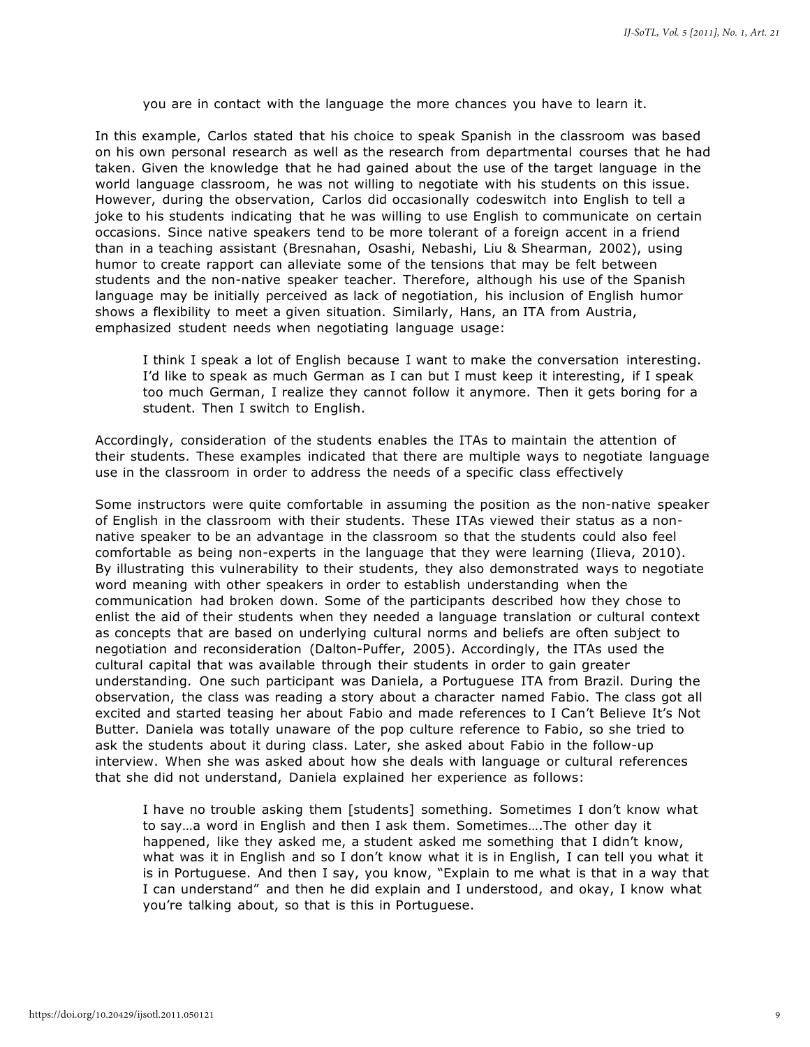you are in contact with the language the more chances you have to learn it.

In this example, Carlos stated that his choice to speak Spanish in the classroom was based on his own personal research as well as the research from departmental courses that he had taken. Given the knowledge that he had gained about the use of the target language in the world language classroom, he was not willing to negotiate with his students on this issue. However, during the observation, Carlos did occasionally codeswitch into English to tell a joke to his students indicating that he was willing to use English to communicate on certain occasions. Since native speakers tend to be more tolerant of a foreign accent in a friend than in a teaching assistant (Bresnahan, Osashi, Nebashi, Liu & Shearman, 2002), using humor to create rapport can alleviate some of the tensions that may be felt between students and the non-native speaker teacher. Therefore, although his use of the Spanish language may be initially perceived as lack of negotiation, his inclusion of English humor shows a flexibility to meet a given situation. Similarly, Hans, an ITA from Austria, emphasized student needs when negotiating language usage:

> I think I speak a lot of English because I want to make the conversation interesting. I'd like to speak as much German as I can but I must keep it interesting, if I speak too much German, I realize they cannot follow it anymore. Then it gets boring for a student. Then I switch to English.

Accordingly, consideration of the students enables the ITAs to maintain the attention of their students. These examples indicated that there are multiple ways to negotiate language use in the classroom in order to address the needs of a specific class effectively

Some instructors were quite comfortable in assuming the position as the non-native speaker of English in the classroom with their students. These ITAs viewed their status as a non-native speaker to be an advantage in the classroom so that the students could also feel comfortable as being non-experts in the language that they were learning (Ilieva, 2010). By illustrating this vulnerability to their students, they also demonstrated ways to negotiate word meaning with other speakers in order to establish understanding when the communication had broken down. Some of the participants described how they chose to enlist the aid of their students when they needed a language translation or cultural context as concepts that are based on underlying cultural norms and beliefs are often subject to negotiation and reconsideration (Dalton-Puffer, 2005). Accordingly, the ITAs used the cultural capital that was available through their students in order to gain greater understanding. One such participant was Daniela, a Portuguese ITA from Brazil. During the observation, the class was reading a story about a character named Fabio. The class got all excited and started teasing her about Fabio and made references to I Can't Believe It's Not Butter. Daniela was totally unaware of the pop culture reference to Fabio, so she tried to ask the students about it during class. Later, she asked about Fabio in the follow-up interview. When she was asked about how she deals with language or cultural references that she did not understand, Daniela explained her experience as follows:

> I have no trouble asking them [students] something. Sometimes I don't know what to say…a word in English and then I ask them. Sometimes….The other day it happened, like they asked me, a student asked me something that I didn't know, what was it in English and so I don't know what it is in English, I can tell you what it is in Portuguese. And then I say, you know, "Explain to me what is that in a way that I can understand" and then he did explain and I understood, and okay, I know what you're talking about, so that is this in Portuguese.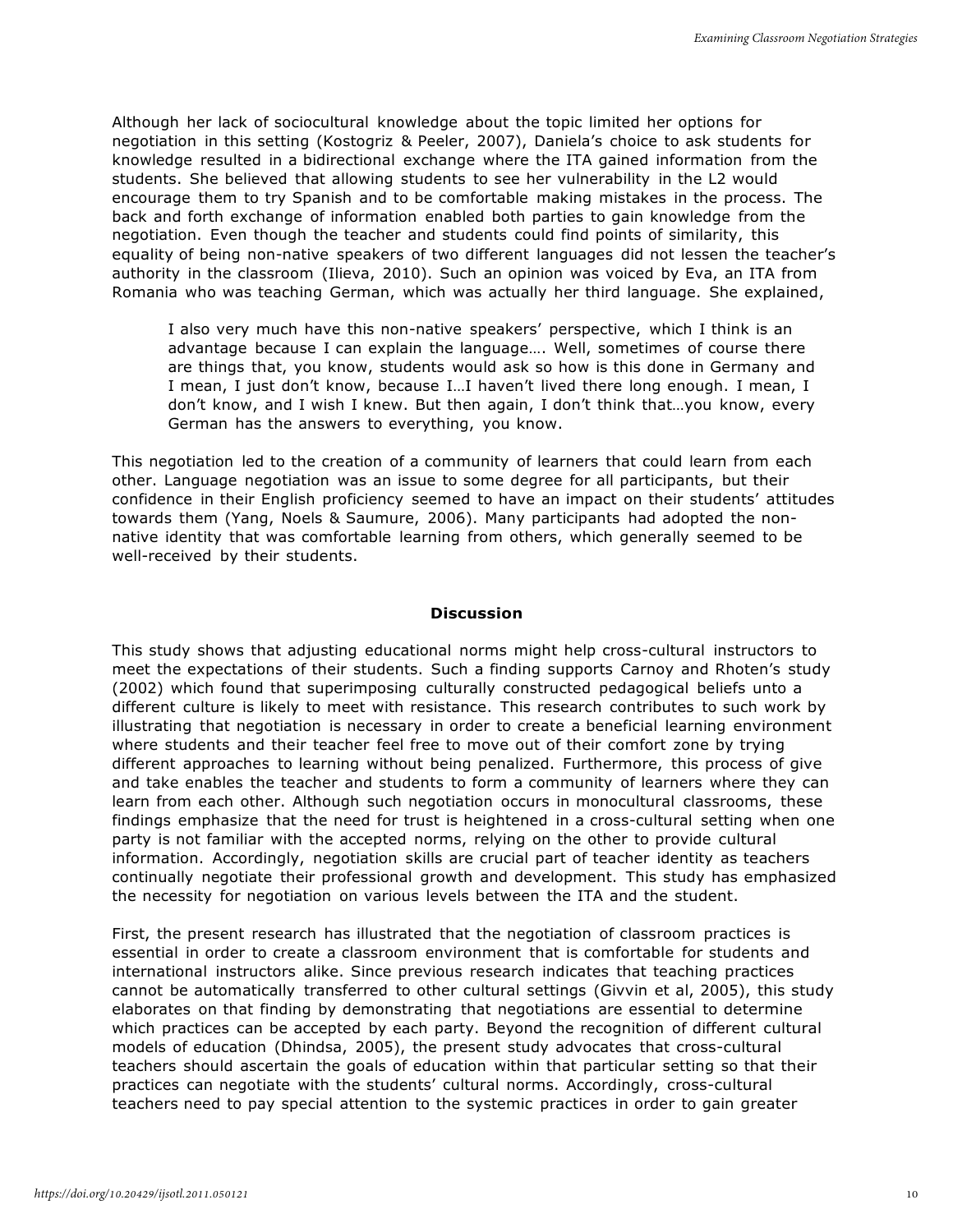Although her lack of sociocultural knowledge about the topic limited her options for negotiation in this setting (Kostogriz & Peeler, 2007), Daniela's choice to ask students for knowledge resulted in a bidirectional exchange where the ITA gained information from the students. She believed that allowing students to see her vulnerability in the L2 would encourage them to try Spanish and to be comfortable making mistakes in the process. The back and forth exchange of information enabled both parties to gain knowledge from the negotiation. Even though the teacher and students could find points of similarity, this equality of being non-native speakers of two different languages did not lessen the teacher's authority in the classroom (Ilieva, 2010). Such an opinion was voiced by Eva, an ITA from Romania who was teaching German, which was actually her third language. She explained,

> I also very much have this non-native speakers' perspective, which I think is an advantage because I can explain the language…. Well, sometimes of course there are things that, you know, students would ask so how is this done in Germany and I mean, I just don't know, because I…I haven't lived there long enough. I mean, I don't know, and I wish I knew. But then again, I don't think that…you know, every German has the answers to everything, you know.

This negotiation led to the creation of a community of learners that could learn from each other. Language negotiation was an issue to some degree for all participants, but their confidence in their English proficiency seemed to have an impact on their students' attitudes towards them (Yang, Noels & Saumure, 2006). Many participants had adopted the non-native identity that was comfortable learning from others, which generally seemed to be well-received by their students.

## Discussion

This study shows that adjusting educational norms might help cross-cultural instructors to meet the expectations of their students. Such a finding supports Carnoy and Rhoten's study (2002) which found that superimposing culturally constructed pedagogical beliefs unto a different culture is likely to meet with resistance. This research contributes to such work by illustrating that negotiation is necessary in order to create a beneficial learning environment where students and their teacher feel free to move out of their comfort zone by trying different approaches to learning without being penalized. Furthermore, this process of give and take enables the teacher and students to form a community of learners where they can learn from each other. Although such negotiation occurs in monocultural classrooms, these findings emphasize that the need for trust is heightened in a cross-cultural setting when one party is not familiar with the accepted norms, relying on the other to provide cultural information. Accordingly, negotiation skills are crucial part of teacher identity as teachers continually negotiate their professional growth and development. This study has emphasized the necessity for negotiation on various levels between the ITA and the student.

First, the present research has illustrated that the negotiation of classroom practices is essential in order to create a classroom environment that is comfortable for students and international instructors alike. Since previous research indicates that teaching practices cannot be automatically transferred to other cultural settings (Givvin et al, 2005), this study elaborates on that finding by demonstrating that negotiations are essential to determine which practices can be accepted by each party. Beyond the recognition of different cultural models of education (Dhindsa, 2005), the present study advocates that cross-cultural teachers should ascertain the goals of education within that particular setting so that their practices can negotiate with the students' cultural norms. Accordingly, cross-cultural teachers need to pay special attention to the systemic practices in order to gain greater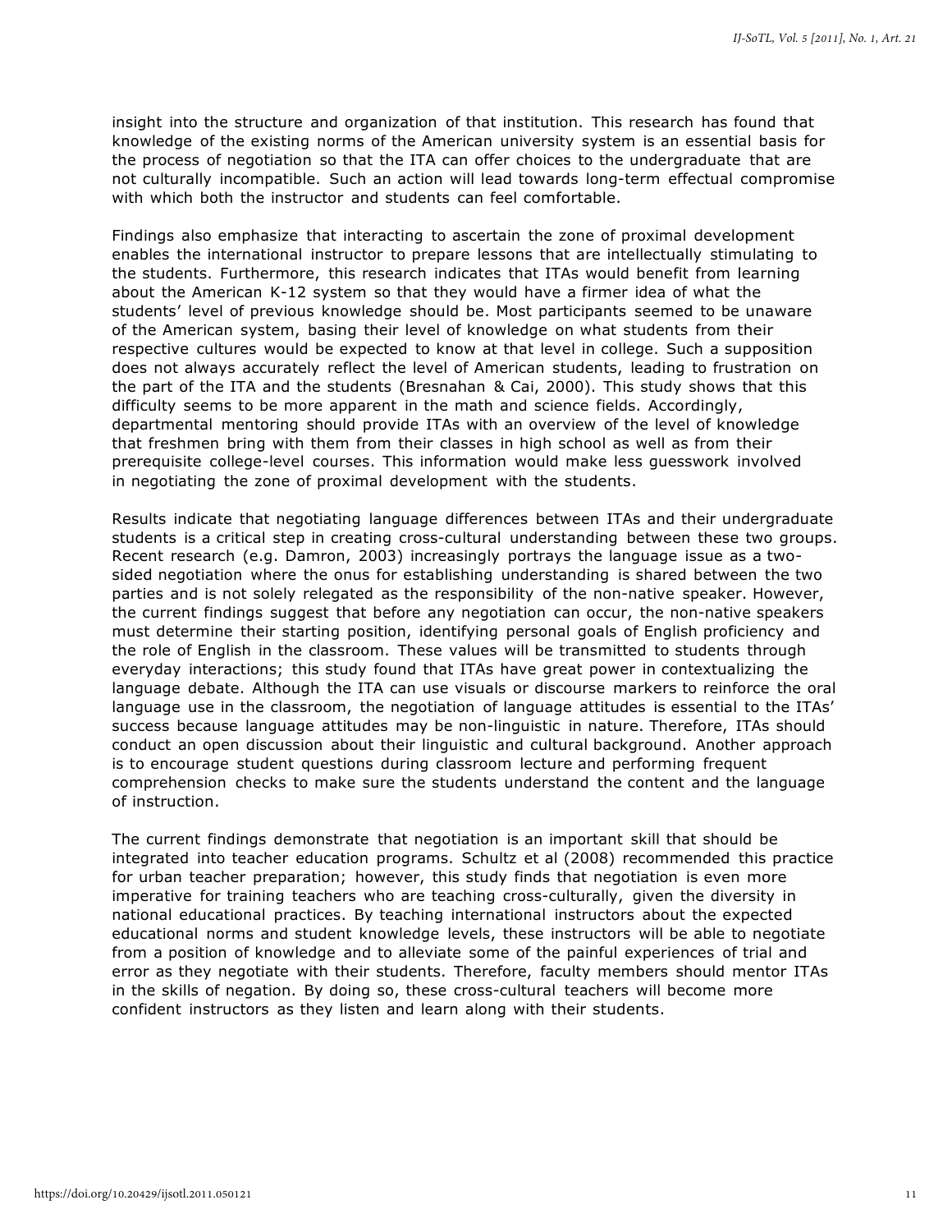insight into the structure and organization of that institution. This research has found that knowledge of the existing norms of the American university system is an essential basis for the process of negotiation so that the ITA can offer choices to the undergraduate that are not culturally incompatible. Such an action will lead towards long-term effectual compromise with which both the instructor and students can feel comfortable.

Findings also emphasize that interacting to ascertain the zone of proximal development enables the international instructor to prepare lessons that are intellectually stimulating to the students. Furthermore, this research indicates that ITAs would benefit from learning about the American K-12 system so that they would have a firmer idea of what the students' level of previous knowledge should be. Most participants seemed to be unaware of the American system, basing their level of knowledge on what students from their respective cultures would be expected to know at that level in college. Such a supposition does not always accurately reflect the level of American students, leading to frustration on the part of the ITA and the students (Bresnahan & Cai, 2000). This study shows that this difficulty seems to be more apparent in the math and science fields. Accordingly, departmental mentoring should provide ITAs with an overview of the level of knowledge that freshmen bring with them from their classes in high school as well as from their prerequisite college-level courses. This information would make less guesswork involved in negotiating the zone of proximal development with the students.

Results indicate that negotiating language differences between ITAs and their undergraduate students is a critical step in creating cross-cultural understanding between these two groups. Recent research (e.g. Damron, 2003) increasingly portrays the language issue as a two-sided negotiation where the onus for establishing understanding is shared between the two parties and is not solely relegated as the responsibility of the non-native speaker. However, the current findings suggest that before any negotiation can occur, the non-native speakers must determine their starting position, identifying personal goals of English proficiency and the role of English in the classroom. These values will be transmitted to students through everyday interactions; this study found that ITAs have great power in contextualizing the language debate. Although the ITA can use visuals or discourse markers to reinforce the oral language use in the classroom, the negotiation of language attitudes is essential to the ITAs' success because language attitudes may be non-linguistic in nature. Therefore, ITAs should conduct an open discussion about their linguistic and cultural background. Another approach is to encourage student questions during classroom lecture and performing frequent comprehension checks to make sure the students understand the content and the language of instruction.

The current findings demonstrate that negotiation is an important skill that should be integrated into teacher education programs. Schultz et al (2008) recommended this practice for urban teacher preparation; however, this study finds that negotiation is even more imperative for training teachers who are teaching cross-culturally, given the diversity in national educational practices. By teaching international instructors about the expected educational norms and student knowledge levels, these instructors will be able to negotiate from a position of knowledge and to alleviate some of the painful experiences of trial and error as they negotiate with their students. Therefore, faculty members should mentor ITAs in the skills of negation. By doing so, these cross-cultural teachers will become more confident instructors as they listen and learn along with their students.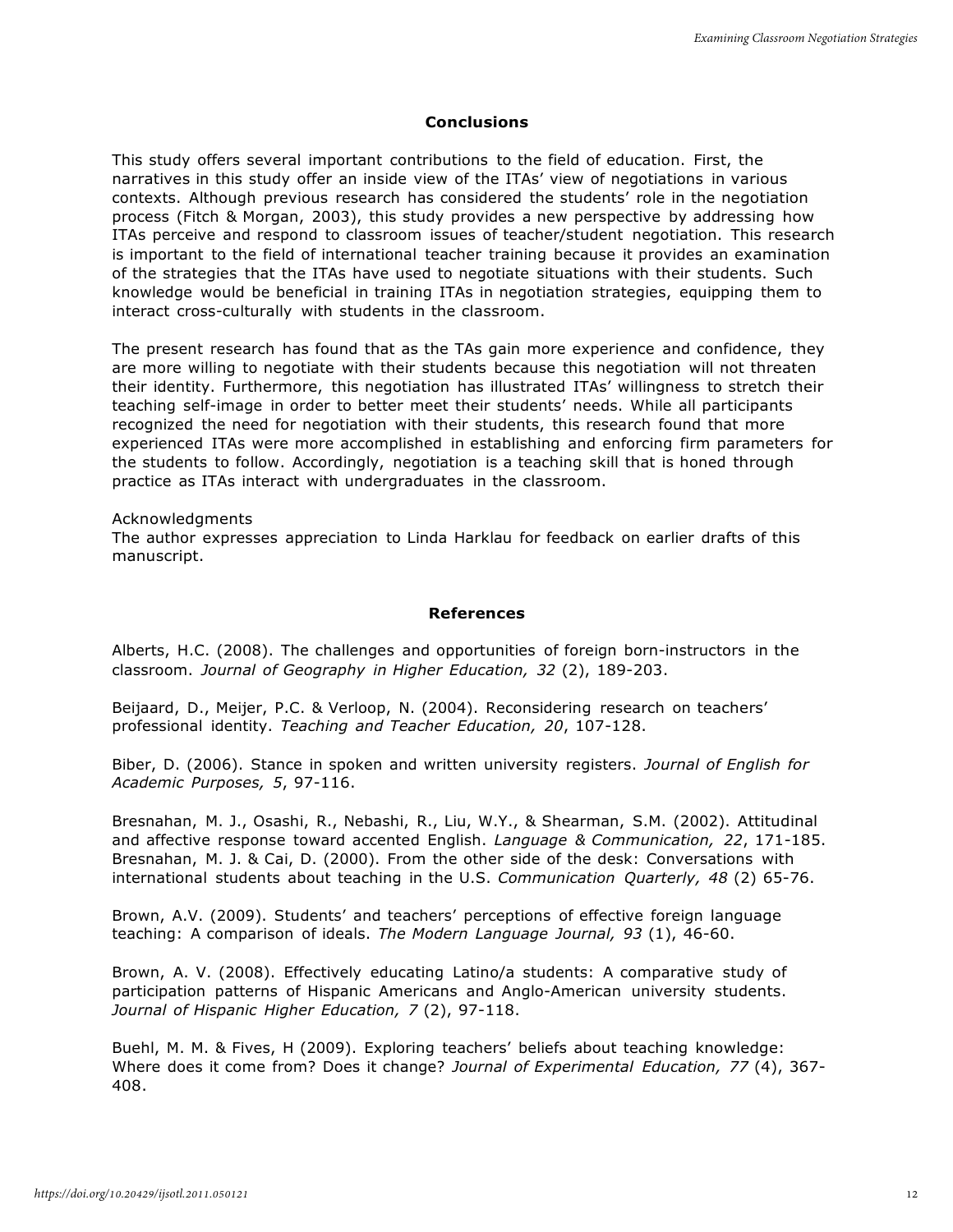## Conclusions

This study offers several important contributions to the field of education. First, the narratives in this study offer an inside view of the ITAs' view of negotiations in various contexts. Although previous research has considered the students' role in the negotiation process (Fitch & Morgan, 2003), this study provides a new perspective by addressing how ITAs perceive and respond to classroom issues of teacher/student negotiation. This research is important to the field of international teacher training because it provides an examination of the strategies that the ITAs have used to negotiate situations with their students. Such knowledge would be beneficial in training ITAs in negotiation strategies, equipping them to interact cross-culturally with students in the classroom.

The present research has found that as the TAs gain more experience and confidence, they are more willing to negotiate with their students because this negotiation will not threaten their identity. Furthermore, this negotiation has illustrated ITAs' willingness to stretch their teaching self-image in order to better meet their students' needs. While all participants recognized the need for negotiation with their students, this research found that more experienced ITAs were more accomplished in establishing and enforcing firm parameters for the students to follow. Accordingly, negotiation is a teaching skill that is honed through practice as ITAs interact with undergraduates in the classroom.

Acknowledgments
The author expresses appreciation to Linda Harklau for feedback on earlier drafts of this manuscript.

## References

Alberts, H.C. (2008). The challenges and opportunities of foreign born-instructors in the classroom. *Journal of Geography in Higher Education, 32* (2), 189-203.

Beijaard, D., Meijer, P.C. & Verloop, N. (2004). Reconsidering research on teachers' professional identity. *Teaching and Teacher Education, 20*, 107-128.

Biber, D. (2006). Stance in spoken and written university registers. *Journal of English for Academic Purposes, 5*, 97-116.

Bresnahan, M. J., Osashi, R., Nebashi, R., Liu, W.Y., & Shearman, S.M. (2002). Attitudinal and affective response toward accented English. *Language & Communication, 22*, 171-185.
Bresnahan, M. J. & Cai, D. (2000). From the other side of the desk: Conversations with international students about teaching in the U.S. *Communication Quarterly, 48* (2) 65-76.

Brown, A.V. (2009). Students' and teachers' perceptions of effective foreign language teaching: A comparison of ideals. *The Modern Language Journal, 93* (1), 46-60.

Brown, A. V. (2008). Effectively educating Latino/a students: A comparative study of participation patterns of Hispanic Americans and Anglo-American university students. *Journal of Hispanic Higher Education, 7* (2), 97-118.

Buehl, M. M. & Fives, H (2009). Exploring teachers' beliefs about teaching knowledge: Where does it come from? Does it change? *Journal of Experimental Education, 77* (4), 367-408.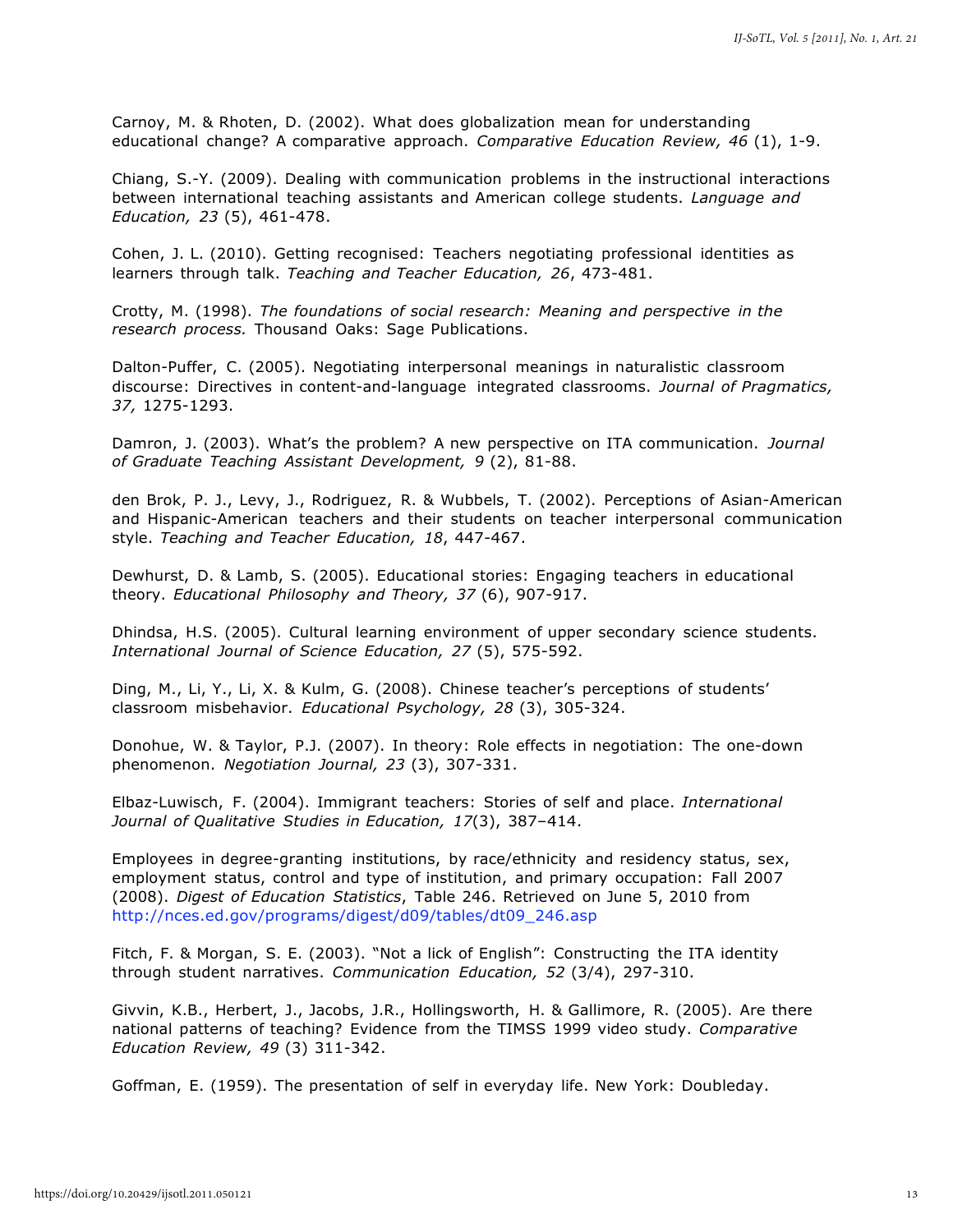Carnoy, M. & Rhoten, D. (2002). What does globalization mean for understanding educational change? A comparative approach. *Comparative Education Review, 46* (1), 1-9.

Chiang, S.-Y. (2009). Dealing with communication problems in the instructional interactions between international teaching assistants and American college students. *Language and Education, 23* (5), 461-478.

Cohen, J. L. (2010). Getting recognised: Teachers negotiating professional identities as learners through talk. *Teaching and Teacher Education, 26*, 473-481.

Crotty, M. (1998). *The foundations of social research: Meaning and perspective in the research process.* Thousand Oaks: Sage Publications.

Dalton-Puffer, C. (2005). Negotiating interpersonal meanings in naturalistic classroom discourse: Directives in content-and-language integrated classrooms. *Journal of Pragmatics, 37,* 1275-1293.

Damron, J. (2003). What's the problem? A new perspective on ITA communication. *Journal of Graduate Teaching Assistant Development, 9* (2), 81-88.

den Brok, P. J., Levy, J., Rodriguez, R. & Wubbels, T. (2002). Perceptions of Asian-American and Hispanic-American teachers and their students on teacher interpersonal communication style. *Teaching and Teacher Education, 18*, 447-467.

Dewhurst, D. & Lamb, S. (2005). Educational stories: Engaging teachers in educational theory. *Educational Philosophy and Theory, 37* (6), 907-917.

Dhindsa, H.S. (2005). Cultural learning environment of upper secondary science students. *International Journal of Science Education, 27* (5), 575-592.

Ding, M., Li, Y., Li, X. & Kulm, G. (2008). Chinese teacher's perceptions of students' classroom misbehavior. *Educational Psychology, 28* (3), 305-324.

Donohue, W. & Taylor, P.J. (2007). In theory: Role effects in negotiation: The one-down phenomenon. *Negotiation Journal, 23* (3), 307-331.

Elbaz-Luwisch, F. (2004). Immigrant teachers: Stories of self and place. *International Journal of Qualitative Studies in Education, 17*(3), 387–414.

Employees in degree-granting institutions, by race/ethnicity and residency status, sex, employment status, control and type of institution, and primary occupation: Fall 2007 (2008). *Digest of Education Statistics*, Table 246. Retrieved on June 5, 2010 from http://nces.ed.gov/programs/digest/d09/tables/dt09_246.asp

Fitch, F. & Morgan, S. E. (2003). "Not a lick of English": Constructing the ITA identity through student narratives. *Communication Education, 52* (3/4), 297-310.

Givvin, K.B., Herbert, J., Jacobs, J.R., Hollingsworth, H. & Gallimore, R. (2005). Are there national patterns of teaching? Evidence from the TIMSS 1999 video study. *Comparative Education Review, 49* (3) 311-342.

Goffman, E. (1959). The presentation of self in everyday life. New York: Doubleday.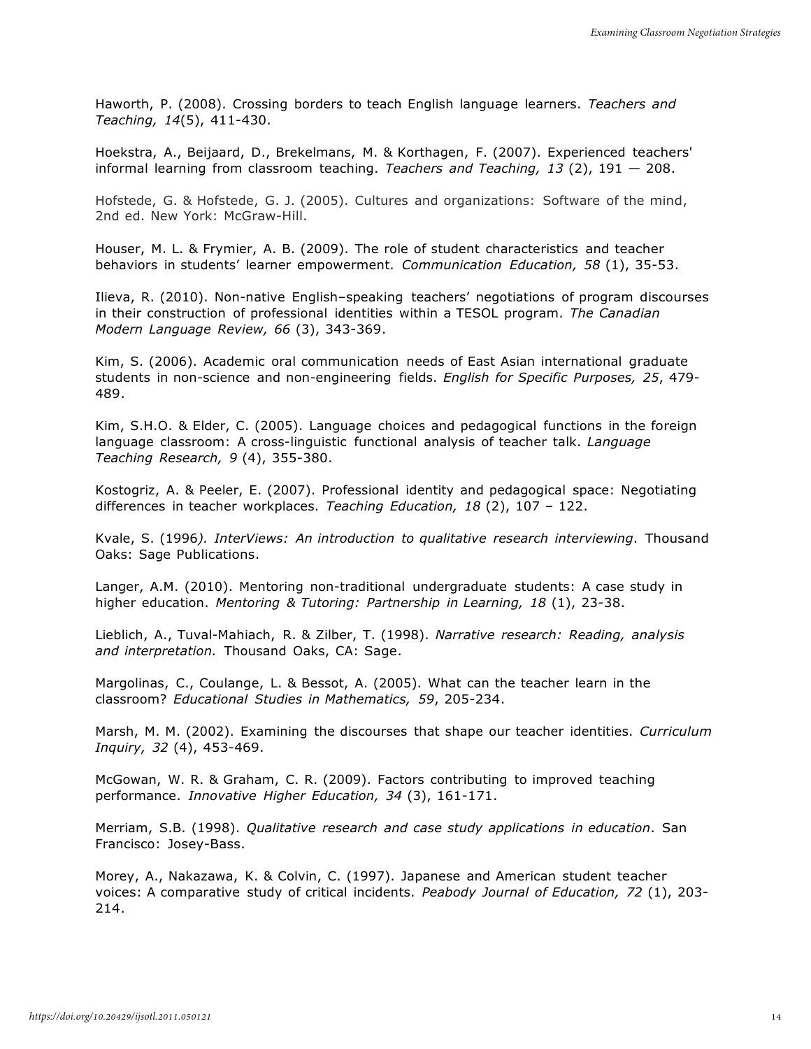Haworth, P. (2008). Crossing borders to teach English language learners. *Teachers and Teaching, 14*(5), 411-430.

Hoekstra, A., Beijaard, D., Brekelmans, M. & Korthagen, F. (2007). Experienced teachers' informal learning from classroom teaching. *Teachers and Teaching, 13* (2), 191 — 208.

Hofstede, G. & Hofstede, G. J. (2005). Cultures and organizations: Software of the mind, 2nd ed. New York: McGraw-Hill.

Houser, M. L. & Frymier, A. B. (2009). The role of student characteristics and teacher behaviors in students' learner empowerment. *Communication Education, 58* (1), 35-53.

Ilieva, R. (2010). Non-native English–speaking teachers' negotiations of program discourses in their construction of professional identities within a TESOL program. *The Canadian Modern Language Review, 66* (3), 343-369.

Kim, S. (2006). Academic oral communication needs of East Asian international graduate students in non-science and non-engineering fields. *English for Specific Purposes, 25*, 479-489.

Kim, S.H.O. & Elder, C. (2005). Language choices and pedagogical functions in the foreign language classroom: A cross-linguistic functional analysis of teacher talk. *Language Teaching Research, 9* (4), 355-380.

Kostogriz, A. & Peeler, E. (2007). Professional identity and pedagogical space: Negotiating differences in teacher workplaces. *Teaching Education, 18* (2), 107 – 122.

Kvale, S. (1996*). InterViews: An introduction to qualitative research interviewing*. Thousand Oaks: Sage Publications.

Langer, A.M. (2010). Mentoring non-traditional undergraduate students: A case study in higher education. *Mentoring & Tutoring: Partnership in Learning, 18* (1), 23-38.

Lieblich, A., Tuval-Mahiach, R. & Zilber, T. (1998). *Narrative research: Reading, analysis and interpretation.* Thousand Oaks, CA: Sage.

Margolinas, C., Coulange, L. & Bessot, A. (2005). What can the teacher learn in the classroom? *Educational Studies in Mathematics, 59*, 205-234.

Marsh, M. M. (2002). Examining the discourses that shape our teacher identities. *Curriculum Inquiry, 32* (4), 453-469.

McGowan, W. R. & Graham, C. R. (2009). Factors contributing to improved teaching performance. *Innovative Higher Education, 34* (3), 161-171.

Merriam, S.B. (1998). *Qualitative research and case study applications in education*. San Francisco: Josey-Bass.

Morey, A., Nakazawa, K. & Colvin, C. (1997). Japanese and American student teacher voices: A comparative study of critical incidents. *Peabody Journal of Education, 72* (1), 203-214.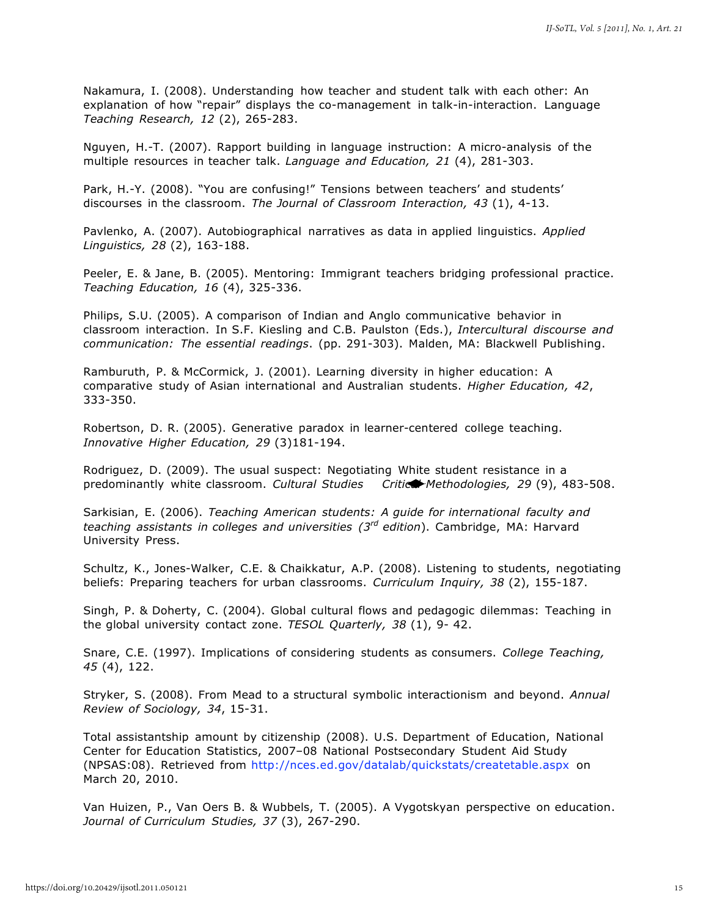Nakamura, I. (2008). Understanding how teacher and student talk with each other: An explanation of how "repair" displays the co-management in talk-in-interaction. Language *Teaching Research, 12* (2), 265-283.

Nguyen, H.-T. (2007). Rapport building in language instruction: A micro-analysis of the multiple resources in teacher talk. *Language and Education, 21* (4), 281-303.

Park, H.-Y. (2008). "You are confusing!" Tensions between teachers' and students' discourses in the classroom. *The Journal of Classroom Interaction, 43* (1), 4-13.

Pavlenko, A. (2007). Autobiographical narratives as data in applied linguistics. *Applied Linguistics, 28* (2), 163-188.

Peeler, E. & Jane, B. (2005). Mentoring: Immigrant teachers bridging professional practice. *Teaching Education, 16* (4), 325-336.

Philips, S.U. (2005). A comparison of Indian and Anglo communicative behavior in classroom interaction. In S.F. Kiesling and C.B. Paulston (Eds.), *Intercultural discourse and communication: The essential readings*. (pp. 291-303). Malden, MA: Blackwell Publishing.

Ramburuth, P. & McCormick, J. (2001). Learning diversity in higher education: A comparative study of Asian international and Australian students. *Higher Education, 42*, 333-350.

Robertson, D. R. (2005). Generative paradox in learner-centered college teaching. *Innovative Higher Education, 29* (3)181-194.

Rodriguez, D. (2009). The usual suspect: Negotiating White student resistance in a predominantly white classroom. *Cultural Studies Critical Methodologies, 29* (9), 483-508.

Sarkisian, E. (2006). *Teaching American students: A guide for international faculty and teaching assistants in colleges and universities (3rd edition)*. Cambridge, MA: Harvard University Press.

Schultz, K., Jones-Walker, C.E. & Chaikkatur, A.P. (2008). Listening to students, negotiating beliefs: Preparing teachers for urban classrooms. *Curriculum Inquiry, 38* (2), 155-187.

Singh, P. & Doherty, C. (2004). Global cultural flows and pedagogic dilemmas: Teaching in the global university contact zone. *TESOL Quarterly, 38* (1), 9- 42.

Snare, C.E. (1997). Implications of considering students as consumers. *College Teaching, 45* (4), 122.

Stryker, S. (2008). From Mead to a structural symbolic interactionism and beyond. *Annual Review of Sociology, 34*, 15-31.

Total assistantship amount by citizenship (2008). U.S. Department of Education, National Center for Education Statistics, 2007–08 National Postsecondary Student Aid Study (NPSAS:08). Retrieved from http://nces.ed.gov/datalab/quickstats/createtable.aspx on March 20, 2010.

Van Huizen, P., Van Oers B. & Wubbels, T. (2005). A Vygotskyan perspective on education. *Journal of Curriculum Studies, 37* (3), 267-290.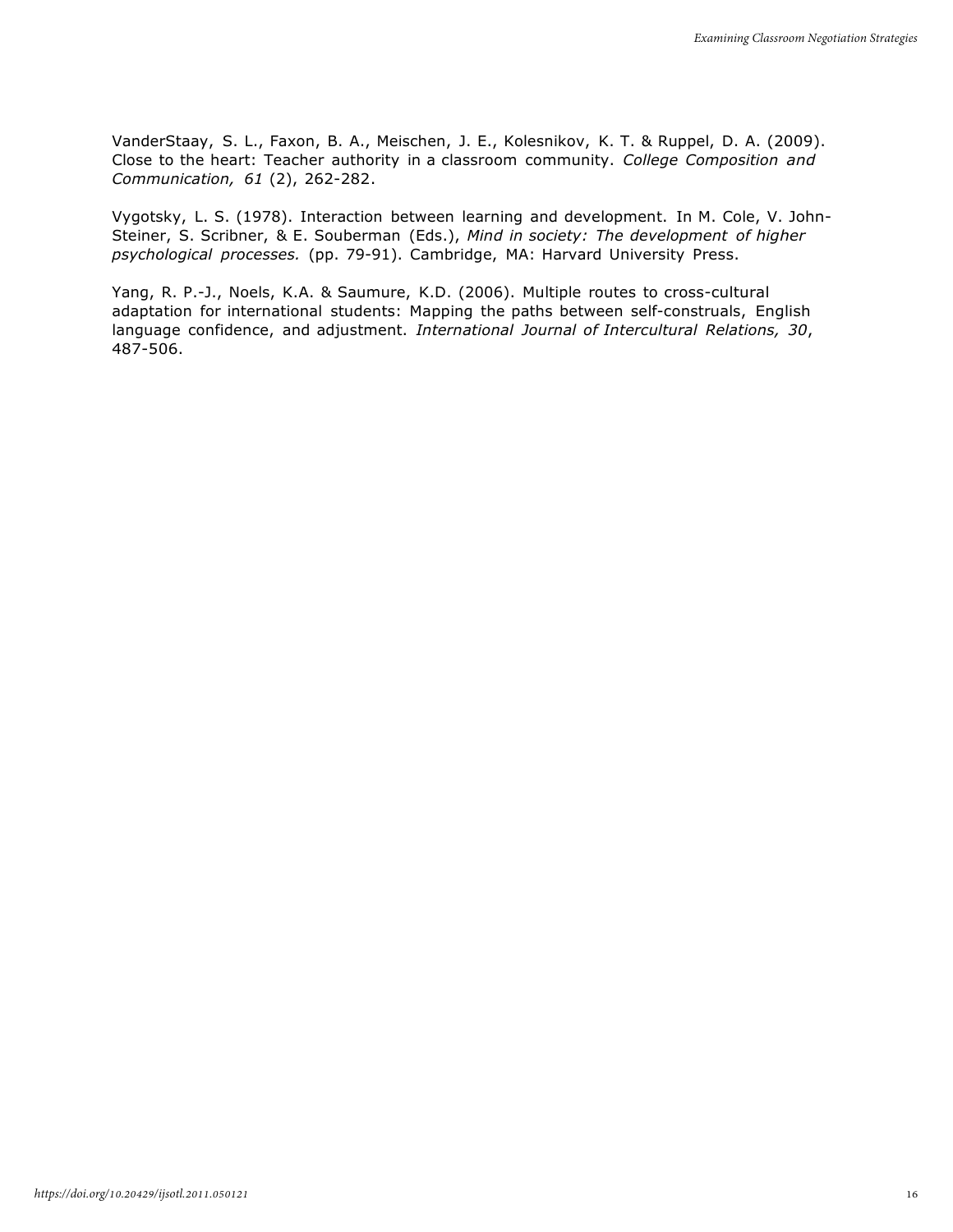VanderStaay, S. L., Faxon, B. A., Meischen, J. E., Kolesnikov, K. T. & Ruppel, D. A. (2009). Close to the heart: Teacher authority in a classroom community. *College Composition and Communication, 61* (2), 262-282.

Vygotsky, L. S. (1978). Interaction between learning and development. In M. Cole, V. John-Steiner, S. Scribner, & E. Souberman (Eds.), *Mind in society: The development of higher psychological processes.* (pp. 79-91). Cambridge, MA: Harvard University Press.

Yang, R. P.-J., Noels, K.A. & Saumure, K.D. (2006). Multiple routes to cross-cultural adaptation for international students: Mapping the paths between self-construals, English language confidence, and adjustment. *International Journal of Intercultural Relations, 30*, 487-506.